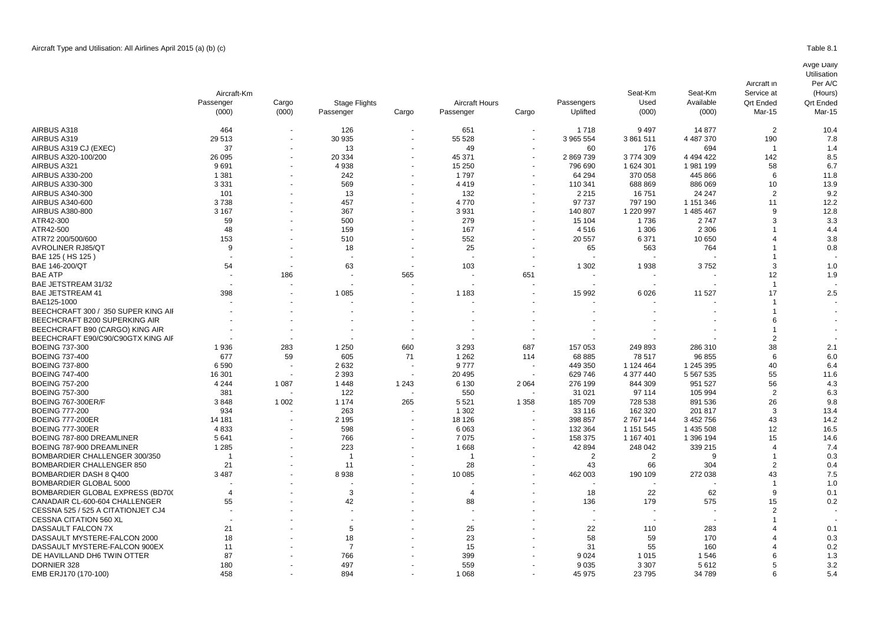Aircraft Type and Utilisation: All Airlines April 2015 (a) (b) (c)

Table 8.1

| | Aircraft-Km Passenger (000) | Aircraft-Km Cargo (000) | Stage Flights Passenger | Stage Flights Cargo | Aircraft Hours Passenger | Aircraft Hours Cargo | Passengers Uplifted | Seat-Km Used (000) | Seat-Km Available (000) | Aircraft in Service at Qrt Ended Mar-15 | Avge Daily Utilisation Per A/C (Hours) Qrt Ended Mar-15 |
|---|---|---|---|---|---|---|---|---|---|---|---|
| AIRBUS A318 | 464 | - | 126 | - | 651 | - | 1 718 | 9 497 | 14 877 | 2 | 10.4 |
| AIRBUS A319 | 29 513 | - | 30 935 | - | 55 528 | - | 3 965 554 | 3 861 511 | 4 487 370 | 190 | 7.8 |
| AIRBUS A319 CJ (EXEC) | 37 | - | 13 | - | 49 | - | 60 | 176 | 694 | 1 | 1.4 |
| AIRBUS A320-100/200 | 26 095 | - | 20 334 | - | 45 371 | - | 2 869 739 | 3 774 309 | 4 494 422 | 142 | 8.5 |
| AIRBUS A321 | 9 691 | - | 4 938 | - | 15 250 | - | 796 690 | 1 624 301 | 1 981 199 | 58 | 6.7 |
| AIRBUS A330-200 | 1 381 | - | 242 | - | 1 797 | - | 64 294 | 370 058 | 445 866 | 6 | 11.8 |
| AIRBUS A330-300 | 3 331 | - | 569 | - | 4 419 | - | 110 341 | 688 869 | 886 069 | 10 | 13.9 |
| AIRBUS A340-300 | 101 | - | 13 | - | 132 | - | 2 215 | 16 751 | 24 247 | 2 | 9.2 |
| AIRBUS A340-600 | 3 738 | - | 457 | - | 4 770 | - | 97 737 | 797 190 | 1 151 346 | 11 | 12.2 |
| AIRBUS A380-800 | 3 167 | - | 367 | - | 3 931 | - | 140 807 | 1 220 997 | 1 485 467 | 9 | 12.8 |
| ATR42-300 | 59 | - | 500 | - | 279 | - | 15 104 | 1 736 | 2 747 | 3 | 3.3 |
| ATR42-500 | 48 | - | 159 | - | 167 | - | 4 516 | 1 306 | 2 306 | 1 | 4.4 |
| ATR72 200/500/600 | 153 | - | 510 | - | 552 | - | 20 557 | 6 371 | 10 650 | 4 | 3.8 |
| AVROLINER RJ85/QT | 9 | - | 18 | - | 25 | - | 65 | 563 | 764 | 1 | 0.8 |
| BAE 125 ( HS 125 ) | - | - | - | - | - | - | - | - | - | 1 | - |
| BAE 146-200/QT | 54 | - | 63 | - | 103 | - | 1 302 | 1 938 | 3 752 | 3 | 1.0 |
| BAE ATP | - | 186 | - | 565 | - | 651 | - | - | - | 12 | 1.9 |
| BAE JETSTREAM 31/32 | - | - | - | - | - | - | - | - | - | 1 | - |
| BAE JETSTREAM 41 | 398 | - | 1 085 | - | 1 183 | - | 15 992 | 6 026 | 11 527 | 17 | 2.5 |
| BAE125-1000 | - | - | - | - | - | - | - | - | - | 1 | - |
| BEECHCRAFT 300 / 350 SUPER KING AII | - | - | - | - | - | - | - | - | - | 1 | - |
| BEECHCRAFT B200 SUPERKING AIR | - | - | - | - | - | - | - | - | - | 6 | - |
| BEECHCRAFT B90 (CARGO) KING AIR | - | - | - | - | - | - | - | - | - | 1 | - |
| BEECHCRAFT E90/C90/C90GTX KING AIF | - | - | - | - | - | - | - | - | - | 2 | - |
| BOEING 737-300 | 1 936 | 283 | 1 250 | 660 | 3 293 | 687 | 157 053 | 249 893 | 286 310 | 38 | 2.1 |
| BOEING 737-400 | 677 | 59 | 605 | 71 | 1 262 | 114 | 68 885 | 78 517 | 96 855 | 6 | 6.0 |
| BOEING 737-800 | 6 590 | - | 2 632 | - | 9 777 | - | 449 350 | 1 124 464 | 1 245 395 | 40 | 6.4 |
| BOEING 747-400 | 16 301 | - | 2 393 | - | 20 495 | - | 629 746 | 4 377 440 | 5 567 535 | 55 | 11.6 |
| BOEING 757-200 | 4 244 | 1 087 | 1 448 | 1 243 | 6 130 | 2 064 | 276 199 | 844 309 | 951 527 | 56 | 4.3 |
| BOEING 757-300 | 381 | - | 122 | - | 550 | - | 31 021 | 97 114 | 105 994 | 2 | 6.3 |
| BOEING 767-300ER/F | 3 848 | 1 002 | 1 174 | 265 | 5 521 | 1 358 | 185 709 | 728 538 | 891 536 | 26 | 9.8 |
| BOEING 777-200 | 934 | - | 263 | - | 1 302 | - | 33 116 | 162 320 | 201 817 | 3 | 13.4 |
| BOEING 777-200ER | 14 181 | - | 2 195 | - | 18 126 | - | 398 857 | 2 767 144 | 3 452 756 | 43 | 14.2 |
| BOEING 777-300ER | 4 833 | - | 598 | - | 6 063 | - | 132 364 | 1 151 545 | 1 435 508 | 12 | 16.5 |
| BOEING 787-800 DREAMLINER | 5 641 | - | 766 | - | 7 075 | - | 158 375 | 1 167 401 | 1 396 194 | 15 | 14.6 |
| BOEING 787-900 DREAMLINER | 1 285 | - | 223 | - | 1 668 | - | 42 894 | 248 042 | 339 215 | 4 | 7.4 |
| BOMBARDIER CHALLENGER 300/350 | 1 | - | 1 | - | 1 | - | 2 | 2 | 9 | 1 | 0.3 |
| BOMBARDIER CHALLENGER 850 | 21 | - | 11 | - | 28 | - | 43 | 66 | 304 | 2 | 0.4 |
| BOMBARDIER DASH 8 Q400 | 3 487 | - | 8 938 | - | 10 085 | - | 462 003 | 190 109 | 272 038 | 43 | 7.5 |
| BOMBARDIER GLOBAL 5000 | - | - | - | - | - | - | - | - | - | 1 | 1.0 |
| BOMBARDIER GLOBAL EXPRESS (BD70( | 4 | - | 3 | - | 4 | - | 18 | 22 | 62 | 9 | 0.1 |
| CANADAIR CL-600-604 CHALLENGER | 55 | - | 42 | - | 88 | - | 136 | 179 | 575 | 15 | 0.2 |
| CESSNA 525 / 525 A CITATIONJET CJ4 | - | - | - | - | - | - | - | - | - | 2 | - |
| CESSNA CITATION 560 XL | - | - | - | - | - | - | - | - | - | 1 | - |
| DASSAULT FALCON 7X | 21 | - | 5 | - | 25 | - | 22 | 110 | 283 | 4 | 0.1 |
| DASSAULT MYSTERE-FALCON 2000 | 18 | - | 18 | - | 23 | - | 58 | 59 | 170 | 4 | 0.3 |
| DASSAULT MYSTERE-FALCON 900EX | 11 | - | 7 | - | 15 | - | 31 | 55 | 160 | 4 | 0.2 |
| DE HAVILLAND DH6 TWIN OTTER | 87 | - | 766 | - | 399 | - | 9 024 | 1 015 | 1 546 | 6 | 1.3 |
| DORNIER 328 | 180 | - | 497 | - | 559 | - | 9 035 | 3 307 | 5 612 | 5 | 3.2 |
| EMB ERJ170 (170-100) | 458 | - | 894 | - | 1 068 | - | 45 975 | 23 795 | 34 789 | 6 | 5.4 |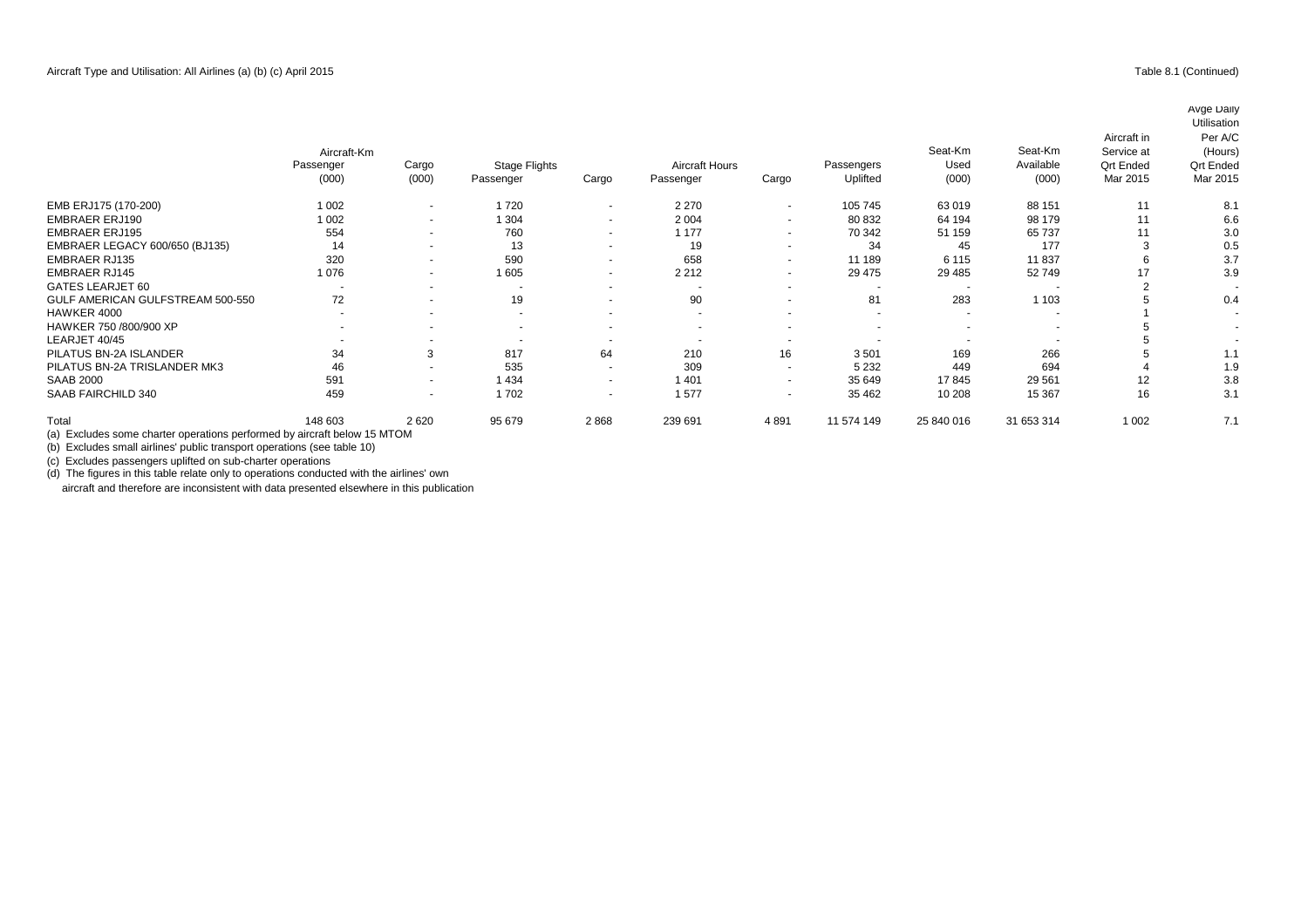Aircraft Type and Utilisation: All Airlines (a) (b) (c) April 2015

Table 8.1 (Continued)

| | Aircraft-Km Passenger (000) | Cargo (000) | Stage Flights Passenger | Cargo | Aircraft Hours Passenger | Cargo | Passengers Uplifted | Seat-Km Used (000) | Seat-Km Available (000) | Aircraft in Service at Qrt Ended Mar 2015 | Avge Daily Utilisation Per A/C (Hours) Qrt Ended Mar 2015 |
|---|---|---|---|---|---|---|---|---|---|---|---|
| EMB ERJ175 (170-200) | 1 002 | - | 1 720 | - | 2 270 | - | 105 745 | 63 019 | 88 151 | 11 | 8.1 |
| EMBRAER ERJ190 | 1 002 | - | 1 304 | - | 2 004 | - | 80 832 | 64 194 | 98 179 | 11 | 6.6 |
| EMBRAER ERJ195 | 554 | - | 760 | - | 1 177 | - | 70 342 | 51 159 | 65 737 | 11 | 3.0 |
| EMBRAER LEGACY 600/650 (BJ135) | 14 | - | 13 | - | 19 | - | 34 | 45 | 177 | 3 | 0.5 |
| EMBRAER RJ135 | 320 | - | 590 | - | 658 | - | 11 189 | 6 115 | 11 837 | 6 | 3.7 |
| EMBRAER RJ145 | 1 076 | - | 1 605 | - | 2 212 | - | 29 475 | 29 485 | 52 749 | 17 | 3.9 |
| GATES LEARJET 60 | - | - | - | - | - | - | - | - | - | 2 | - |
| GULF AMERICAN GULFSTREAM 500-550 | 72 | - | 19 | - | 90 | - | 81 | 283 | 1 103 | 5 | 0.4 |
| HAWKER 4000 | - | - | - | - | - | - | - | - | - | 1 | - |
| HAWKER 750 /800/900 XP | - | - | - | - | - | - | - | - | - | 5 | - |
| LEARJET 40/45 | - | - | - | - | - | - | - | - | - | 5 | - |
| PILATUS BN-2A ISLANDER | 34 | 3 | 817 | 64 | 210 | 16 | 3 501 | 169 | 266 | 5 | 1.1 |
| PILATUS BN-2A TRISLANDER MK3 | 46 | - | 535 | - | 309 | - | 5 232 | 449 | 694 | 4 | 1.9 |
| SAAB 2000 | 591 | - | 1 434 | - | 1 401 | - | 35 649 | 17 845 | 29 561 | 12 | 3.8 |
| SAAB FAIRCHILD 340 | 459 | - | 1 702 | - | 1 577 | - | 35 462 | 10 208 | 15 367 | 16 | 3.1 |
| Total | 148 603 | 2 620 | 95 679 | 2 868 | 239 691 | 4 891 | 11 574 149 | 25 840 016 | 31 653 314 | 1 002 | 7.1 |

(a) Excludes some charter operations performed by aircraft below 15 MTOM

(b) Excludes small airlines' public transport operations (see table 10)

(c) Excludes passengers uplifted on sub-charter operations

(d) The figures in this table relate only to operations conducted with the airlines' own aircraft and therefore are inconsistent with data presented elsewhere in this publication